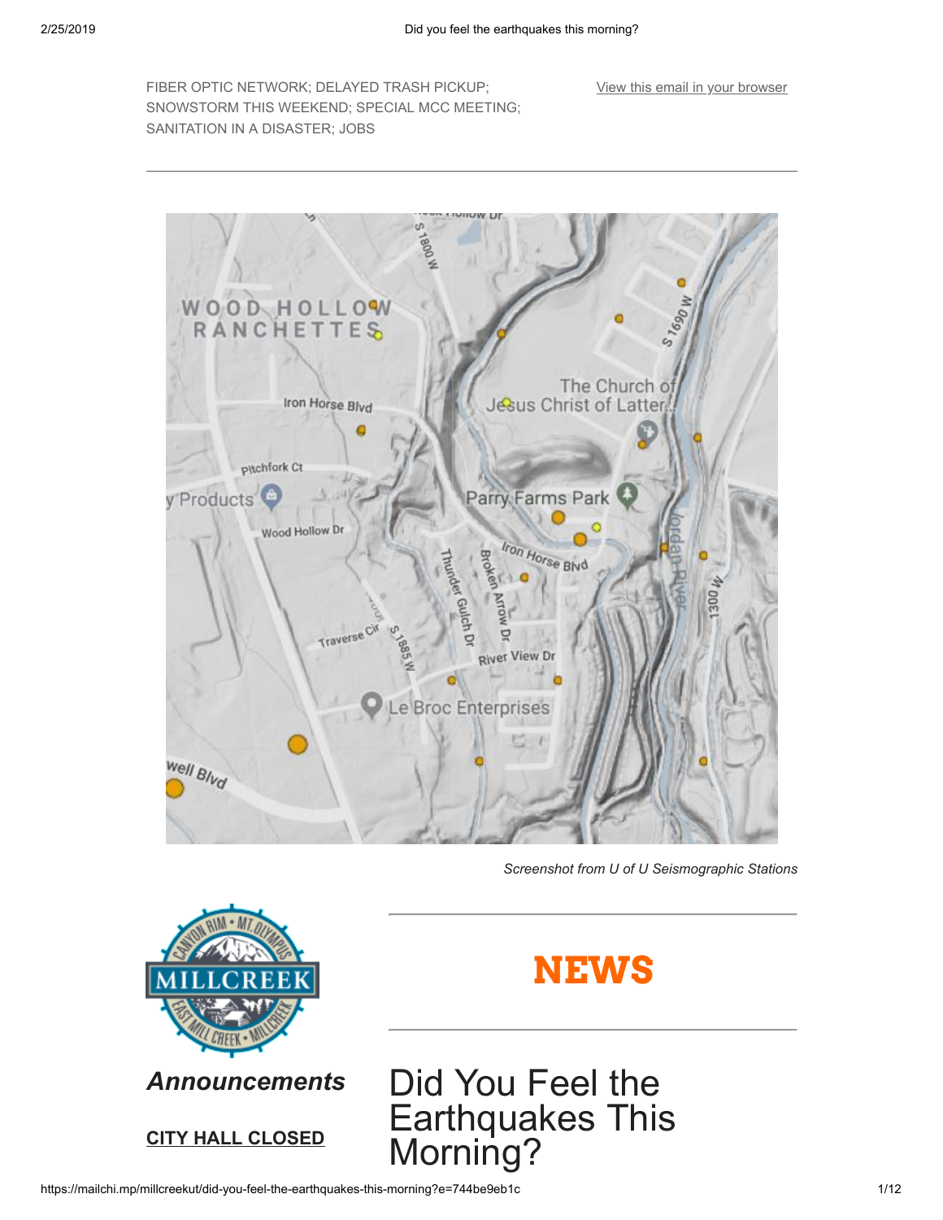FIBER OPTIC NETWORK; DELAYED TRASH PICKUP; SNOWSTORM THIS WEEKEND; SPECIAL MCC MEETING; SANITATION IN A DISASTER; JOBS

View this email in your browser

*Screenshot from U of U Seismographic Stations*

# NEWS

## Did You Feel the Earthquakes This Morning?

***Announcements***

**CITY HALL CLOSED**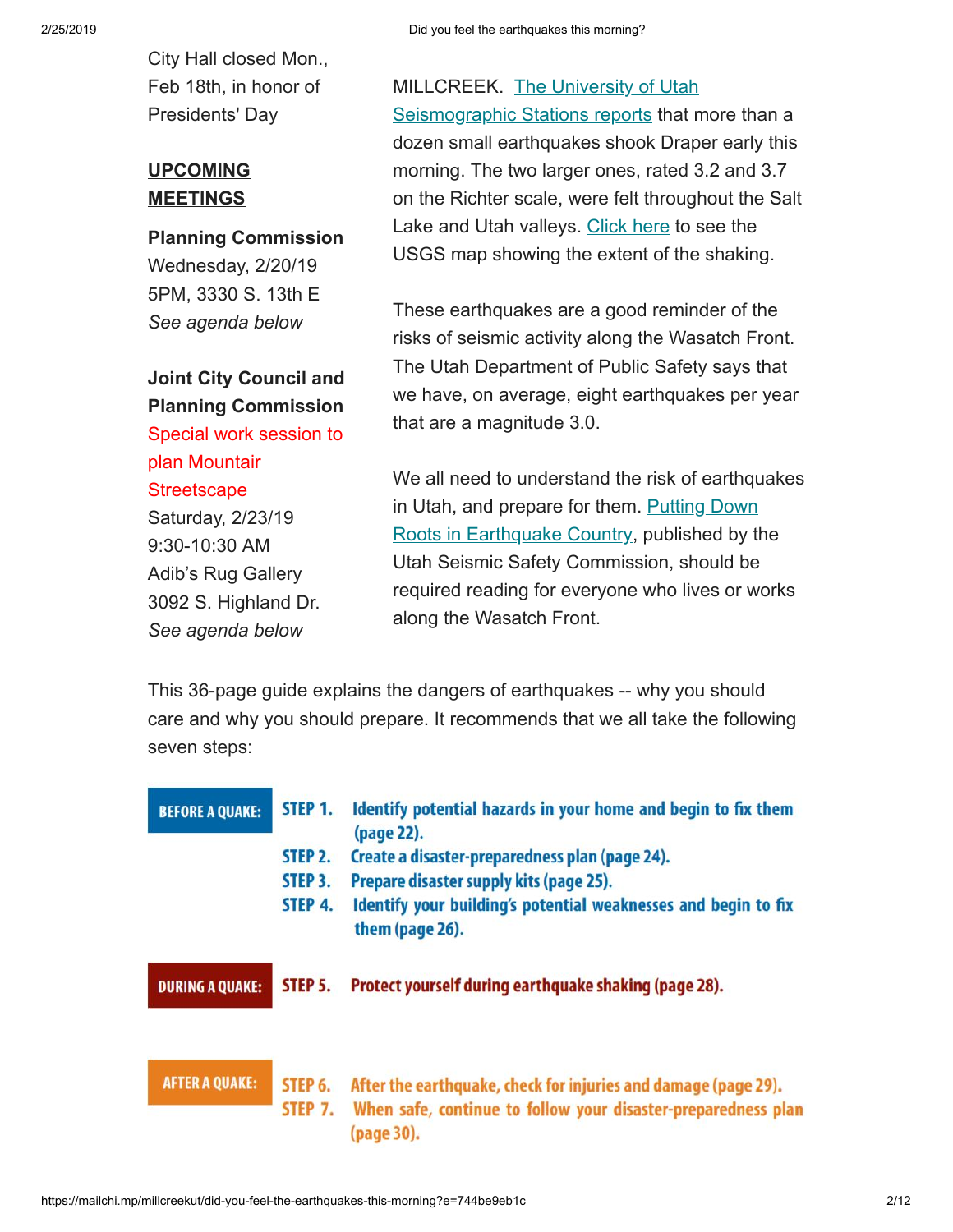City Hall closed Mon., Feb 18th, in honor of Presidents' Day

**UPCOMING MEETINGS**

**Planning Commission**
Wednesday, 2/20/19
5PM, 3330 S. 13th E
*See agenda below*

**Joint City Council and Planning Commission**
Special work session to plan Mountair Streetscape
Saturday, 2/23/19
9:30-10:30 AM
Adib's Rug Gallery
3092 S. Highland Dr.
*See agenda below*

MILLCREEK. The University of Utah Seismographic Stations reports that more than a dozen small earthquakes shook Draper early this morning. The two larger ones, rated 3.2 and 3.7 on the Richter scale, were felt throughout the Salt Lake and Utah valleys. Click here to see the USGS map showing the extent of the shaking.

These earthquakes are a good reminder of the risks of seismic activity along the Wasatch Front. The Utah Department of Public Safety says that we have, on average, eight earthquakes per year that are a magnitude 3.0.

We all need to understand the risk of earthquakes in Utah, and prepare for them. Putting Down Roots in Earthquake Country, published by the Utah Seismic Safety Commission, should be required reading for everyone who lives or works along the Wasatch Front.

This 36-page guide explains the dangers of earthquakes -- why you should care and why you should prepare. It recommends that we all take the following seven steps:

**BEFORE A QUAKE:**

- **STEP 1.** Identify potential hazards in your home and begin to fix them (page 22).
- **STEP 2.** Create a disaster-preparedness plan (page 24).
- **STEP 3.** Prepare disaster supply kits (page 25).
- **STEP 4.** Identify your building's potential weaknesses and begin to fix them (page 26).

**DURING A QUAKE:**

- **STEP 5.** Protect yourself during earthquake shaking (page 28).

**AFTER A QUAKE:**

- **STEP 6.** After the earthquake, check for injuries and damage (page 29).
- **STEP 7.** When safe, continue to follow your disaster-preparedness plan (page 30).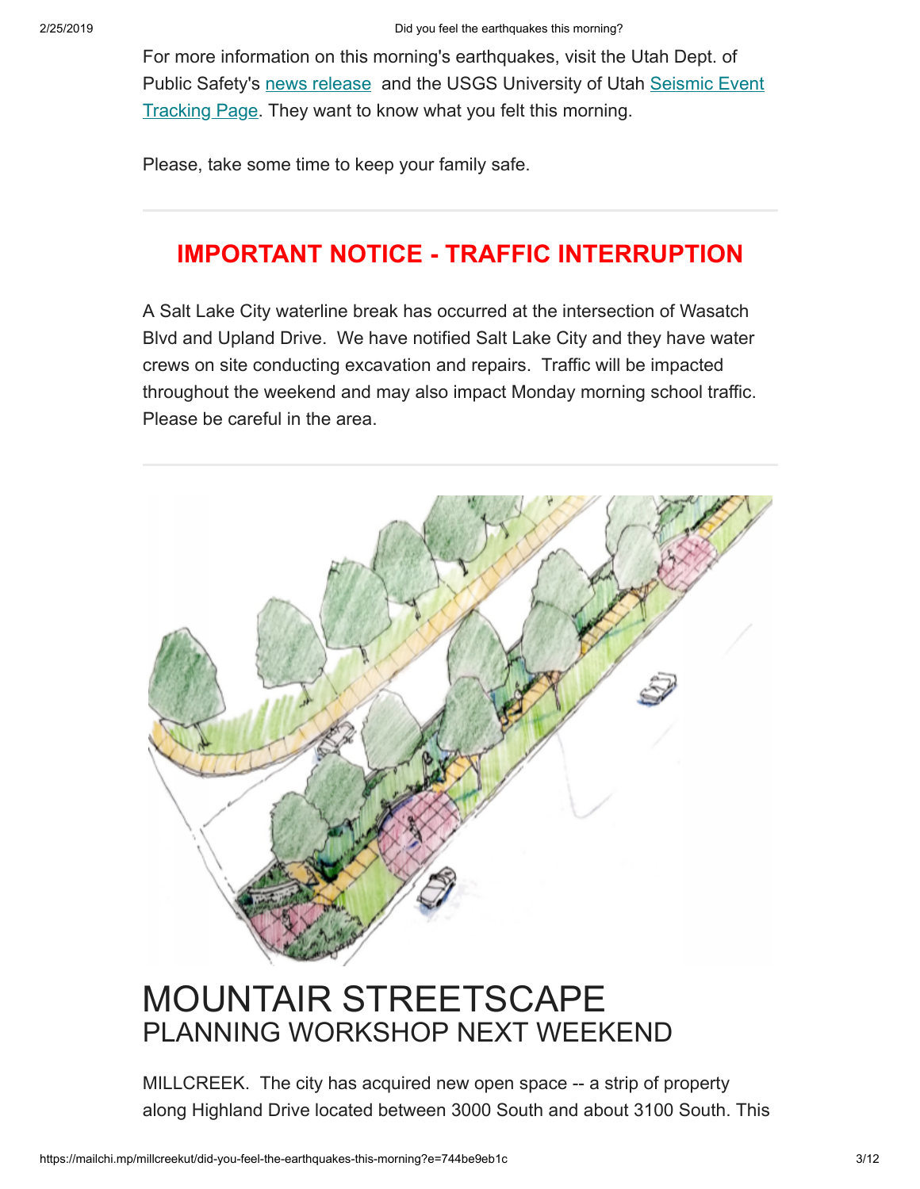For more information on this morning's earthquakes, visit the Utah Dept. of Public Safety's news release and the USGS University of Utah Seismic Event Tracking Page. They want to know what you felt this morning.

Please, take some time to keep your family safe.

---

## IMPORTANT NOTICE - TRAFFIC INTERRUPTION

A Salt Lake City waterline break has occurred at the intersection of Wasatch Blvd and Upland Drive. We have notified Salt Lake City and they have water crews on site conducting excavation and repairs. Traffic will be impacted throughout the weekend and may also impact Monday morning school traffic. Please be careful in the area.

---

# MOUNTAIR STREETSCAPE
## PLANNING WORKSHOP NEXT WEEKEND

MILLCREEK. The city has acquired new open space -- a strip of property along Highland Drive located between 3000 South and about 3100 South. This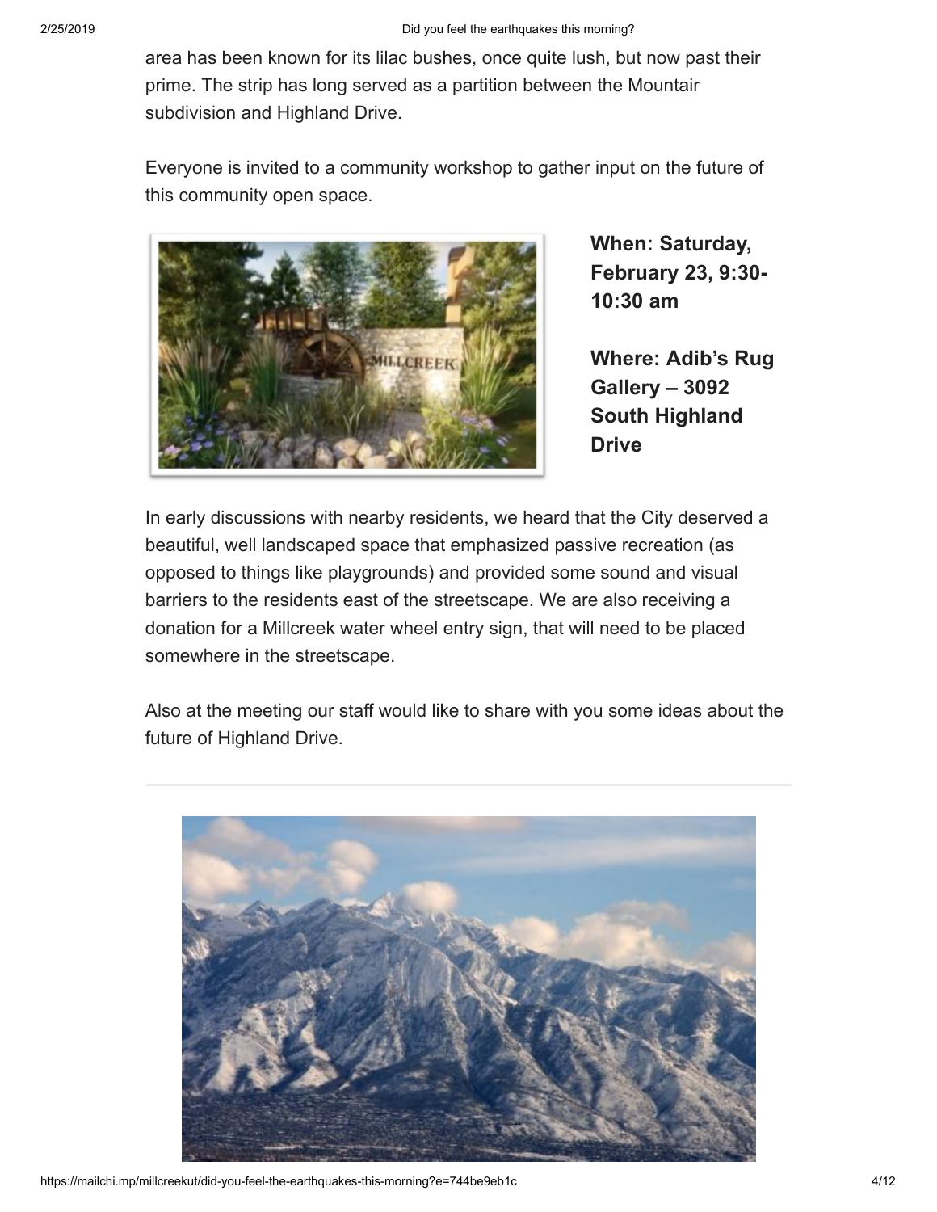area has been known for its lilac bushes, once quite lush, but now past their prime. The strip has long served as a partition between the Mountair subdivision and Highland Drive.

Everyone is invited to a community workshop to gather input on the future of this community open space.

**When: Saturday, February 23, 9:30-10:30 am**

**Where: Adib's Rug Gallery – 3092 South Highland Drive**

In early discussions with nearby residents, we heard that the City deserved a beautiful, well landscaped space that emphasized passive recreation (as opposed to things like playgrounds) and provided some sound and visual barriers to the residents east of the streetscape. We are also receiving a donation for a Millcreek water wheel entry sign, that will need to be placed somewhere in the streetscape.

Also at the meeting our staff would like to share with you some ideas about the future of Highland Drive.

---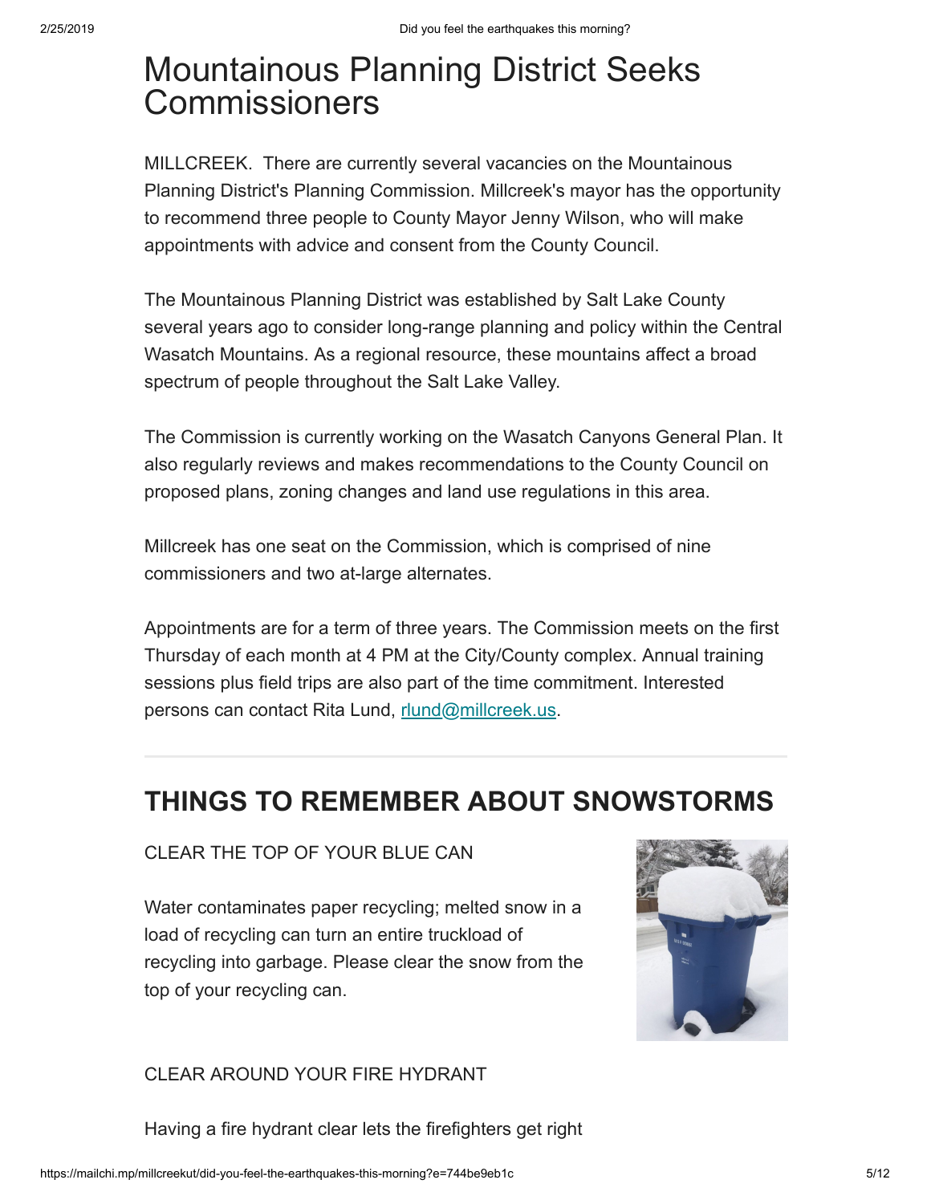# Mountainous Planning District Seeks Commissioners

MILLCREEK. There are currently several vacancies on the Mountainous Planning District's Planning Commission. Millcreek's mayor has the opportunity to recommend three people to County Mayor Jenny Wilson, who will make appointments with advice and consent from the County Council.

The Mountainous Planning District was established by Salt Lake County several years ago to consider long-range planning and policy within the Central Wasatch Mountains. As a regional resource, these mountains affect a broad spectrum of people throughout the Salt Lake Valley.

The Commission is currently working on the Wasatch Canyons General Plan. It also regularly reviews and makes recommendations to the County Council on proposed plans, zoning changes and land use regulations in this area.

Millcreek has one seat on the Commission, which is comprised of nine commissioners and two at-large alternates.

Appointments are for a term of three years. The Commission meets on the first Thursday of each month at 4 PM at the City/County complex. Annual training sessions plus field trips are also part of the time commitment. Interested persons can contact Rita Lund, [rlund@millcreek.us](mailto:rlund@millcreek.us).

---

## THINGS TO REMEMBER ABOUT SNOWSTORMS

CLEAR THE TOP OF YOUR BLUE CAN

Water contaminates paper recycling; melted snow in a load of recycling can turn an entire truckload of recycling into garbage. Please clear the snow from the top of your recycling can.

CLEAR AROUND YOUR FIRE HYDRANT

Having a fire hydrant clear lets the firefighters get right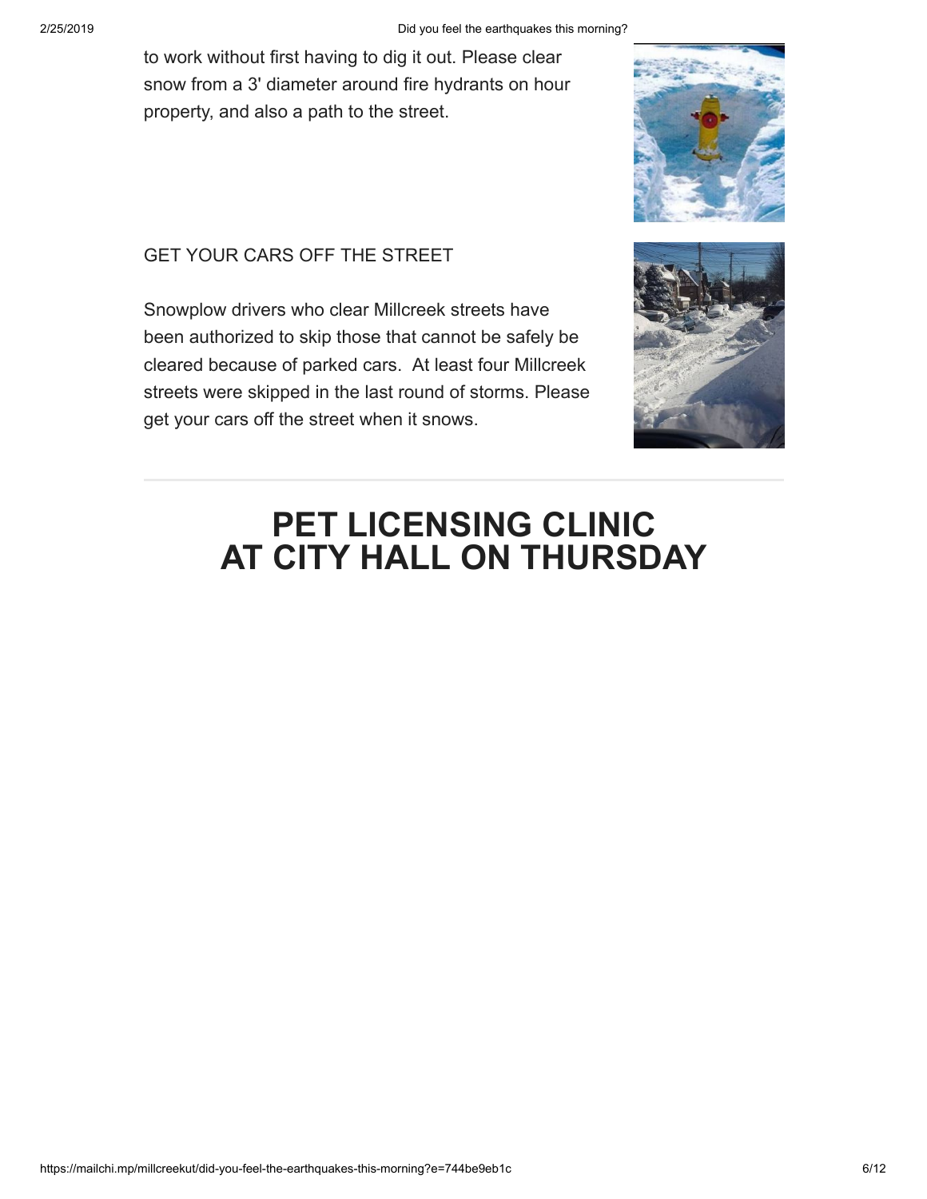to work without first having to dig it out. Please clear snow from a 3' diameter around fire hydrants on hour property, and also a path to the street.

GET YOUR CARS OFF THE STREET

Snowplow drivers who clear Millcreek streets have been authorized to skip those that cannot be safely be cleared because of parked cars.  At least four Millcreek streets were skipped in the last round of storms. Please get your cars off the street when it snows.

# PET LICENSING CLINIC AT CITY HALL ON THURSDAY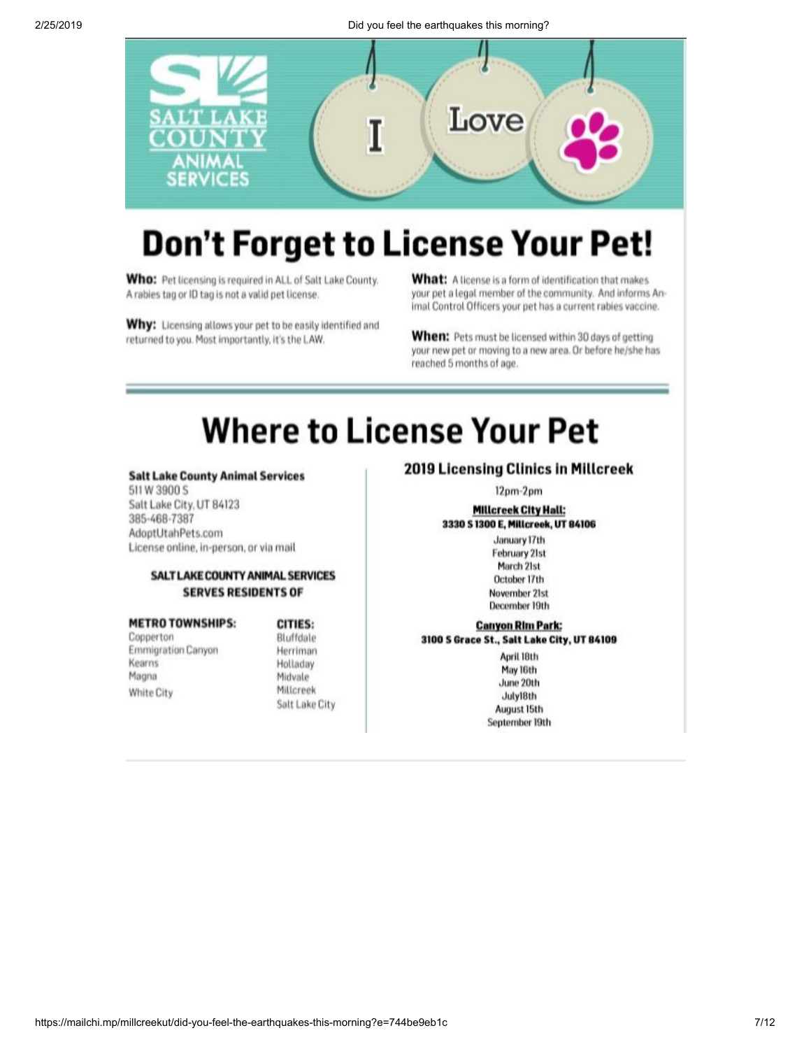SALT LAKE COUNTY ANIMAL SERVICES

I Love

# Don't Forget to License Your Pet!

**Who:** Pet licensing is required in ALL of Salt Lake County. A rabies tag or ID tag is not a valid pet license.

**Why:** Licensing allows your pet to be easily identified and returned to you. Most importantly, it's the LAW.

**What:** A license is a form of identification that makes your pet a legal member of the community. And informs Animal Control Officers your pet has a current rabies vaccine.

**When:** Pets must be licensed within 30 days of getting your new pet or moving to a new area. Or before he/she has reached 5 months of age.

# Where to License Your Pet

**Salt Lake County Animal Services**
511 W 3900 S
Salt Lake City, UT 84123
385-468-7387
AdoptUtahPets.com
License online, in-person, or via mail

**SALT LAKE COUNTY ANIMAL SERVICES SERVES RESIDENTS OF**

**METRO TOWNSHIPS:**
- Copperton
- Emmigration Canyon
- Kearns
- Magna
- White City

**CITIES:**
- Bluffdale
- Herriman
- Holladay
- Midvale
- Millcreek
- Salt Lake City

## 2019 Licensing Clinics in Millcreek

12pm-2pm

**Millcreek City Hall:**
**3330 S 1300 E, Millcreek, UT 84106**

- January 17th
- February 21st
- March 21st
- October 17th
- November 21st
- December 19th

**Canyon Rim Park:**
**3100 S Grace St., Salt Lake City, UT 84109**

- April 18th
- May 16th
- June 20th
- July18th
- August 15th
- September 19th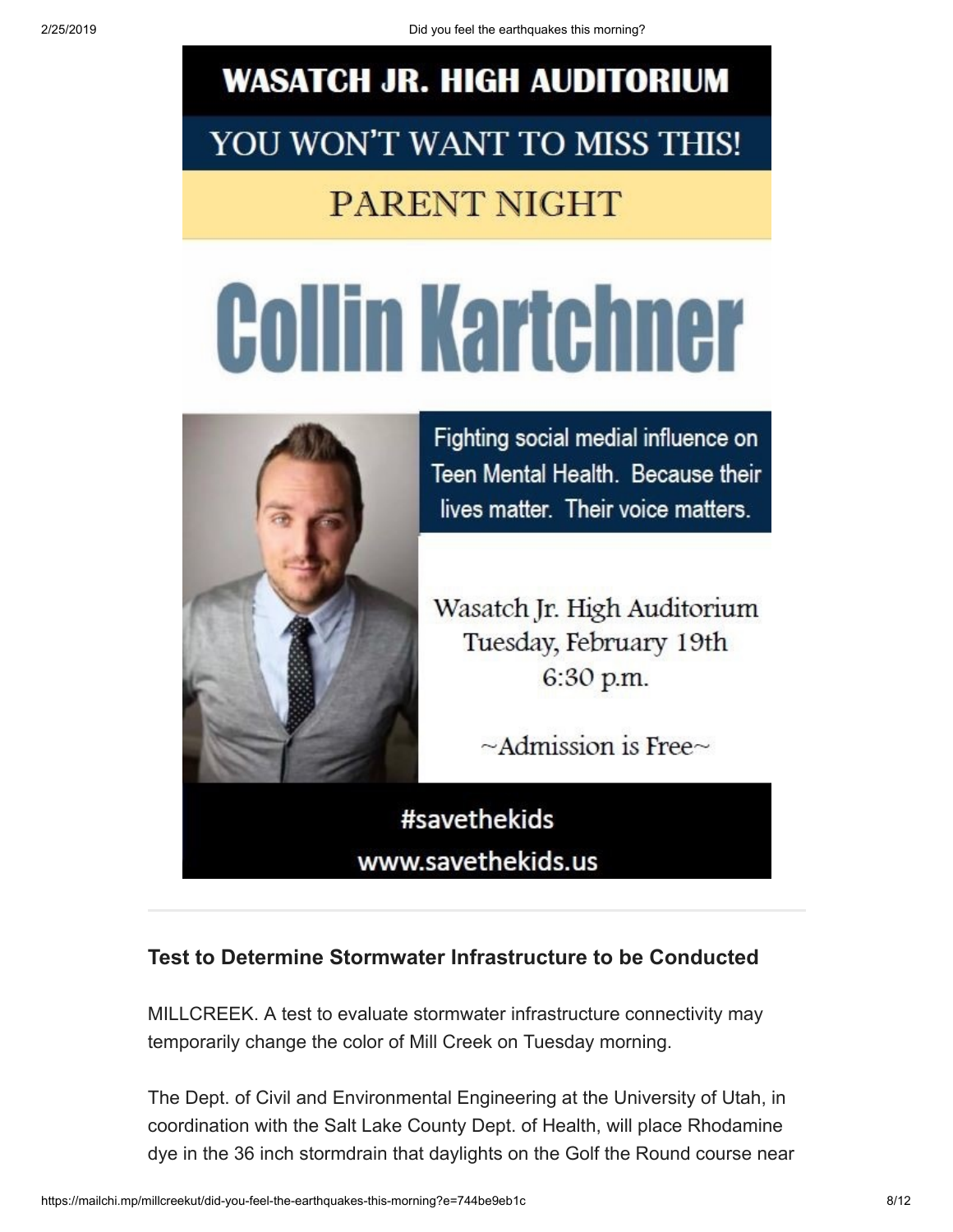# WASATCH JR. HIGH AUDITORIUM

## YOU WON'T WANT TO MISS THIS!

## PARENT NIGHT

# Collin Kartchner

Fighting social medial influence on Teen Mental Health. Because their lives matter. Their voice matters.

Wasatch Jr. High Auditorium
Tuesday, February 19th
6:30 p.m.

~Admission is Free~

#savethekids
www.savethekids.us

---

### Test to Determine Stormwater Infrastructure to be Conducted

MILLCREEK. A test to evaluate stormwater infrastructure connectivity may temporarily change the color of Mill Creek on Tuesday morning.

The Dept. of Civil and Environmental Engineering at the University of Utah, in coordination with the Salt Lake County Dept. of Health, will place Rhodamine dye in the 36 inch stormdrain that daylights on the Golf the Round course near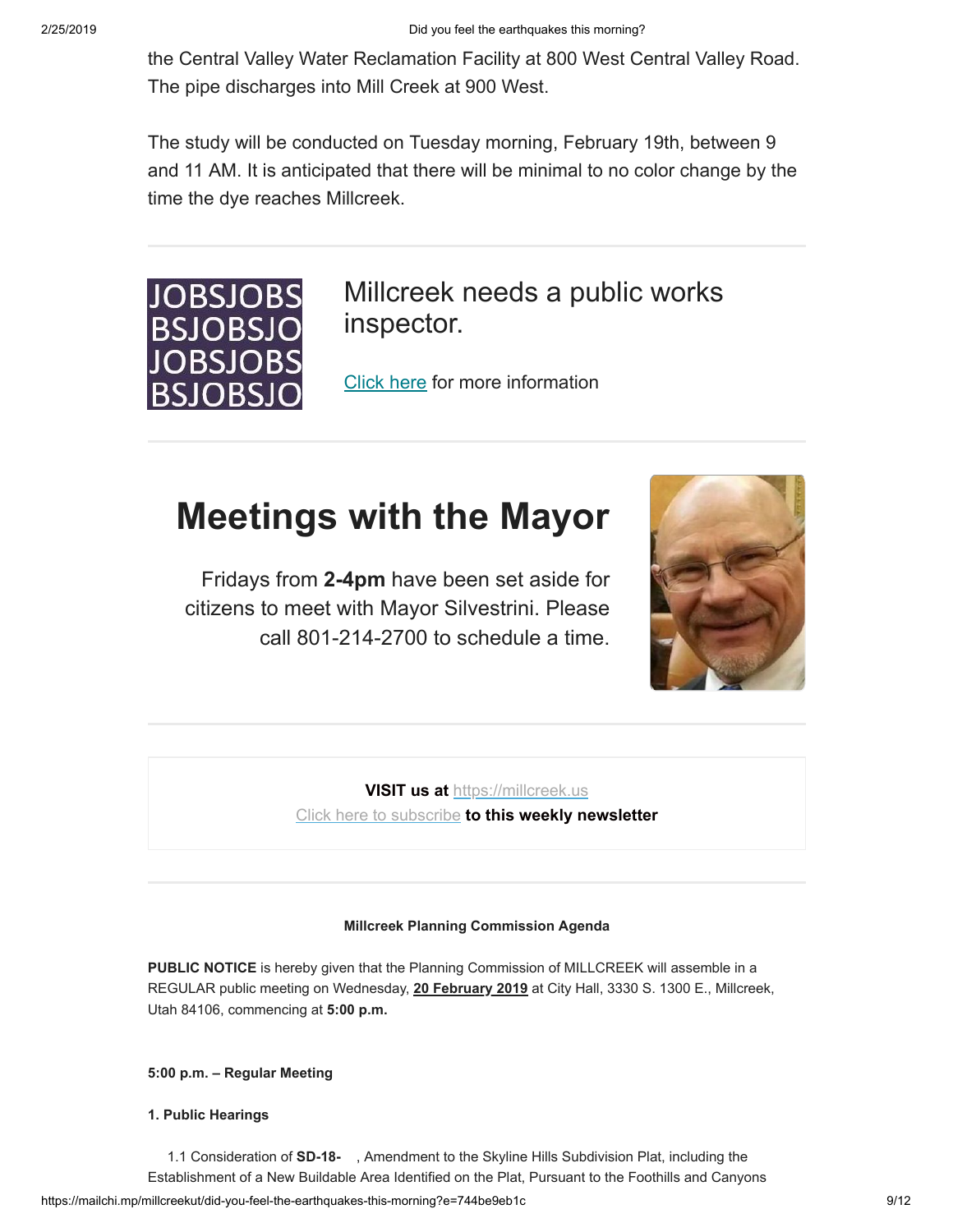the Central Valley Water Reclamation Facility at 800 West Central Valley Road. The pipe discharges into Mill Creek at 900 West.

The study will be conducted on Tuesday morning, February 19th, between 9 and 11 AM. It is anticipated that there will be minimal to no color change by the time the dye reaches Millcreek.

---

JOBSJOBS
BSJOBSJO
JOBSJOBS
BSJOBSJO

## Millcreek needs a public works inspector.

Click here for more information

---

# Meetings with the Mayor

Fridays from **2-4pm** have been set aside for citizens to meet with Mayor Silvestrini. Please call 801-214-2700 to schedule a time.

---

**VISIT us at** https://millcreek.us
Click here to subscribe **to this weekly newsletter**

---

**Millcreek Planning Commission Agenda**

**PUBLIC NOTICE** is hereby given that the Planning Commission of MILLCREEK will assemble in a REGULAR public meeting on Wednesday, **20 February 2019** at City Hall, 3330 S. 1300 E., Millcreek, Utah 84106, commencing at **5:00 p.m.**

**5:00 p.m. – Regular Meeting**

**1. Public Hearings**

1.1 Consideration of **SD-18-** , Amendment to the Skyline Hills Subdivision Plat, including the Establishment of a New Buildable Area Identified on the Plat, Pursuant to the Foothills and Canyons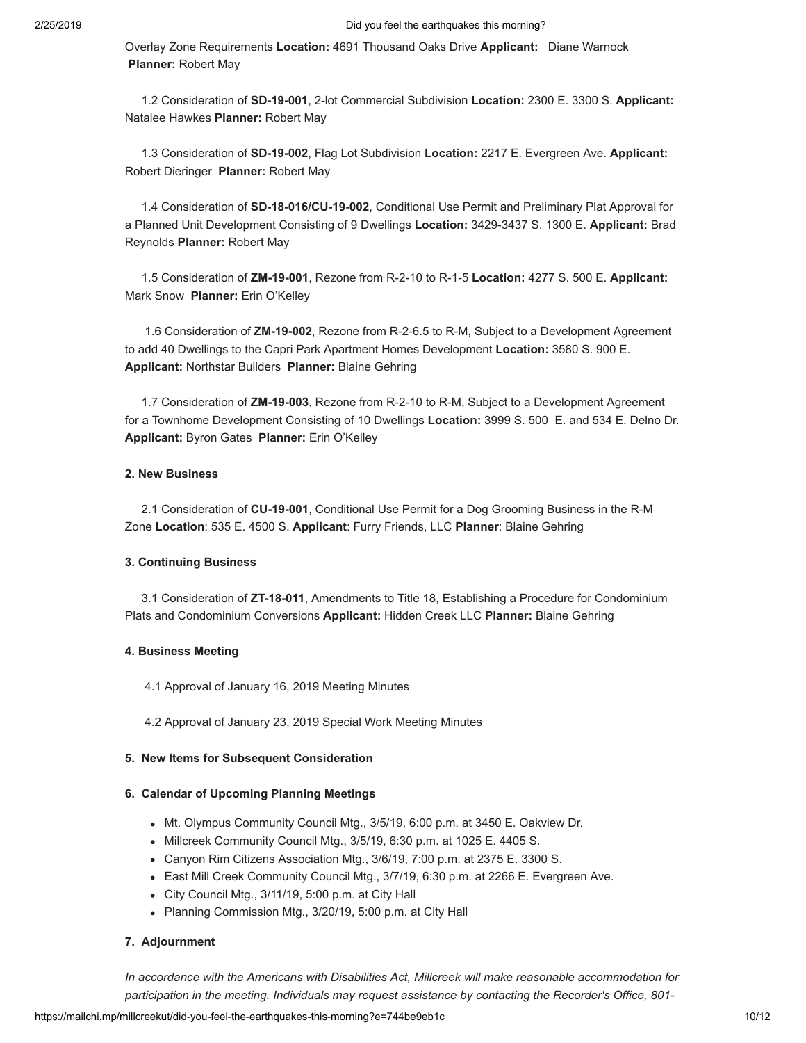Overlay Zone Requirements **Location:** 4691 Thousand Oaks Drive **Applicant:** Diane Warnock **Planner:** Robert May

1.2 Consideration of **SD-19-001**, 2-lot Commercial Subdivision **Location:** 2300 E. 3300 S. **Applicant:** Natalee Hawkes **Planner:** Robert May

1.3 Consideration of **SD-19-002**, Flag Lot Subdivision **Location:** 2217 E. Evergreen Ave. **Applicant:** Robert Dieringer **Planner:** Robert May

1.4 Consideration of **SD-18-016/CU-19-002**, Conditional Use Permit and Preliminary Plat Approval for a Planned Unit Development Consisting of 9 Dwellings **Location:** 3429-3437 S. 1300 E. **Applicant:** Brad Reynolds **Planner:** Robert May

1.5 Consideration of **ZM-19-001**, Rezone from R-2-10 to R-1-5 **Location:** 4277 S. 500 E. **Applicant:** Mark Snow **Planner:** Erin O'Kelley

1.6 Consideration of **ZM-19-002**, Rezone from R-2-6.5 to R-M, Subject to a Development Agreement to add 40 Dwellings to the Capri Park Apartment Homes Development **Location:** 3580 S. 900 E. **Applicant:** Northstar Builders **Planner:** Blaine Gehring

1.7 Consideration of **ZM-19-003**, Rezone from R-2-10 to R-M, Subject to a Development Agreement for a Townhome Development Consisting of 10 Dwellings **Location:** 3999 S. 500 E. and 534 E. Delno Dr. **Applicant:** Byron Gates **Planner:** Erin O'Kelley

**2. New Business**

2.1 Consideration of **CU-19-001**, Conditional Use Permit for a Dog Grooming Business in the R-M Zone **Location**: 535 E. 4500 S. **Applicant**: Furry Friends, LLC **Planner**: Blaine Gehring

**3. Continuing Business**

3.1 Consideration of **ZT-18-011**, Amendments to Title 18, Establishing a Procedure for Condominium Plats and Condominium Conversions **Applicant:** Hidden Creek LLC **Planner:** Blaine Gehring

**4. Business Meeting**

4.1 Approval of January 16, 2019 Meeting Minutes

4.2 Approval of January 23, 2019 Special Work Meeting Minutes

**5. New Items for Subsequent Consideration**

**6. Calendar of Upcoming Planning Meetings**

- Mt. Olympus Community Council Mtg., 3/5/19, 6:00 p.m. at 3450 E. Oakview Dr.
- Millcreek Community Council Mtg., 3/5/19, 6:30 p.m. at 1025 E. 4405 S.
- Canyon Rim Citizens Association Mtg., 3/6/19, 7:00 p.m. at 2375 E. 3300 S.
- East Mill Creek Community Council Mtg., 3/7/19, 6:30 p.m. at 2266 E. Evergreen Ave.
- City Council Mtg., 3/11/19, 5:00 p.m. at City Hall
- Planning Commission Mtg., 3/20/19, 5:00 p.m. at City Hall

**7. Adjournment**

*In accordance with the Americans with Disabilities Act, Millcreek will make reasonable accommodation for participation in the meeting. Individuals may request assistance by contacting the Recorder's Office, 801-*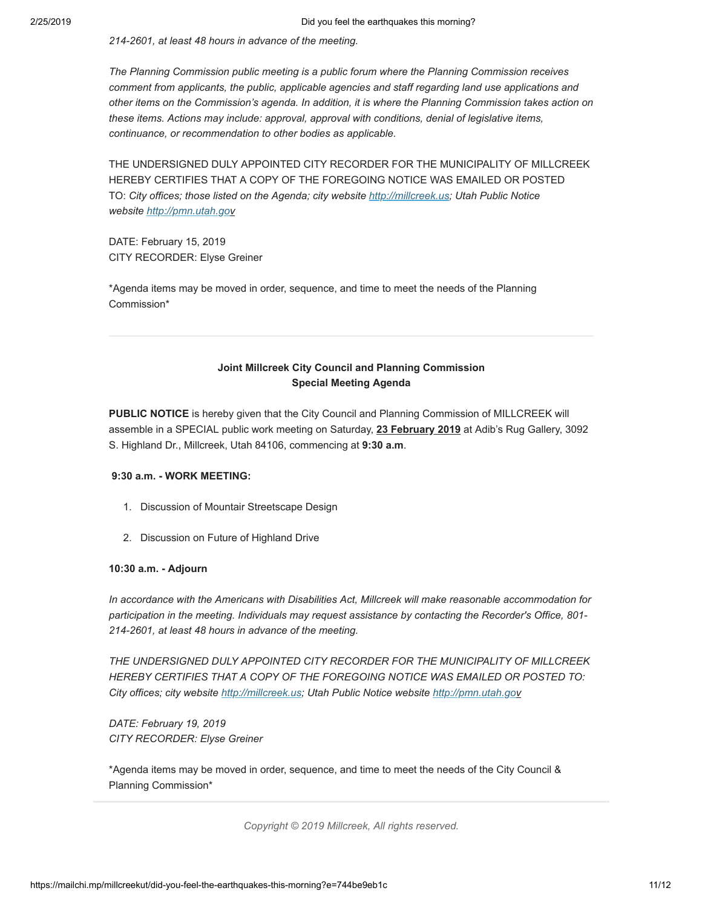*214-2601, at least 48 hours in advance of the meeting.*

*The Planning Commission public meeting is a public forum where the Planning Commission receives comment from applicants, the public, applicable agencies and staff regarding land use applications and other items on the Commission's agenda. In addition, it is where the Planning Commission takes action on these items. Actions may include: approval, approval with conditions, denial of legislative items, continuance, or recommendation to other bodies as applicable.*

THE UNDERSIGNED DULY APPOINTED CITY RECORDER FOR THE MUNICIPALITY OF MILLCREEK HEREBY CERTIFIES THAT A COPY OF THE FOREGOING NOTICE WAS EMAILED OR POSTED TO: *City offices; those listed on the Agenda; city website [http://millcreek.us](http://millcreek.us); Utah Public Notice website [http://pmn.utah.gov](http://pmn.utah.gov)*

DATE: February 15, 2019
CITY RECORDER: Elyse Greiner

*Agenda items may be moved in order, sequence, and time to meet the needs of the Planning Commission*

---

**Joint Millcreek City Council and Planning Commission**
**Special Meeting Agenda**

**PUBLIC NOTICE** is hereby given that the City Council and Planning Commission of MILLCREEK will assemble in a SPECIAL public work meeting on Saturday, **23 February 2019** at Adib's Rug Gallery, 3092 S. Highland Dr., Millcreek, Utah 84106, commencing at **9:30 a.m**.

**9:30 a.m. - WORK MEETING:**

1. Discussion of Mountair Streetscape Design
2. Discussion on Future of Highland Drive

**10:30 a.m. - Adjourn**

*In accordance with the Americans with Disabilities Act, Millcreek will make reasonable accommodation for participation in the meeting. Individuals may request assistance by contacting the Recorder's Office, 801-214-2601, at least 48 hours in advance of the meeting.*

*THE UNDERSIGNED DULY APPOINTED CITY RECORDER FOR THE MUNICIPALITY OF MILLCREEK HEREBY CERTIFIES THAT A COPY OF THE FOREGOING NOTICE WAS EMAILED OR POSTED TO: City offices; city website [http://millcreek.us](http://millcreek.us); Utah Public Notice website [http://pmn.utah.gov](http://pmn.utah.gov)*

*DATE: February 19, 2019*
*CITY RECORDER: Elyse Greiner*

*Agenda items may be moved in order, sequence, and time to meet the needs of the City Council & Planning Commission*

---

*Copyright © 2019 Millcreek, All rights reserved.*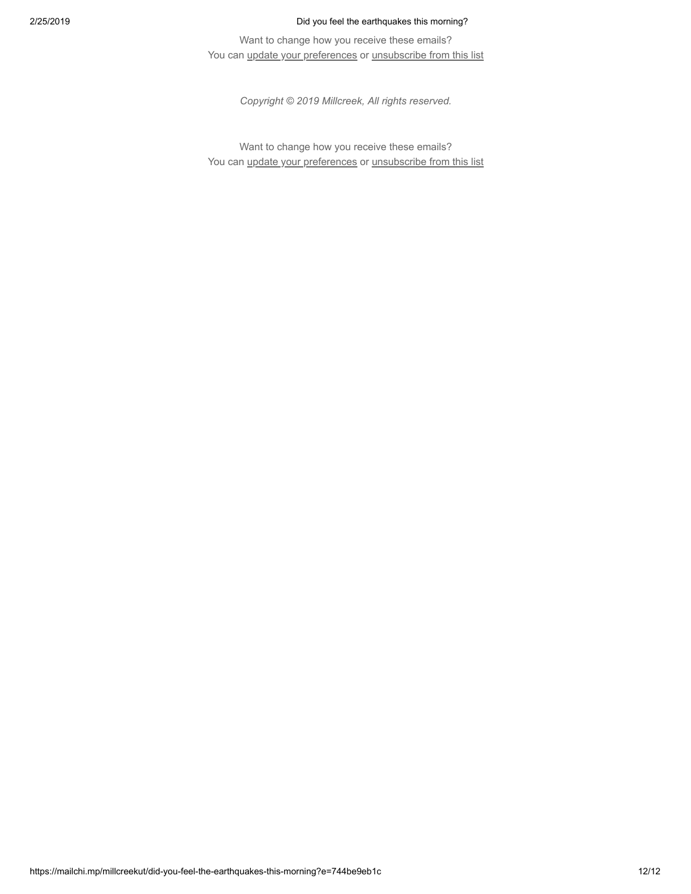Want to change how you receive these emails?
You can update your preferences or unsubscribe from this list

*Copyright © 2019 Millcreek, All rights reserved.*

Want to change how you receive these emails?
You can update your preferences or unsubscribe from this list